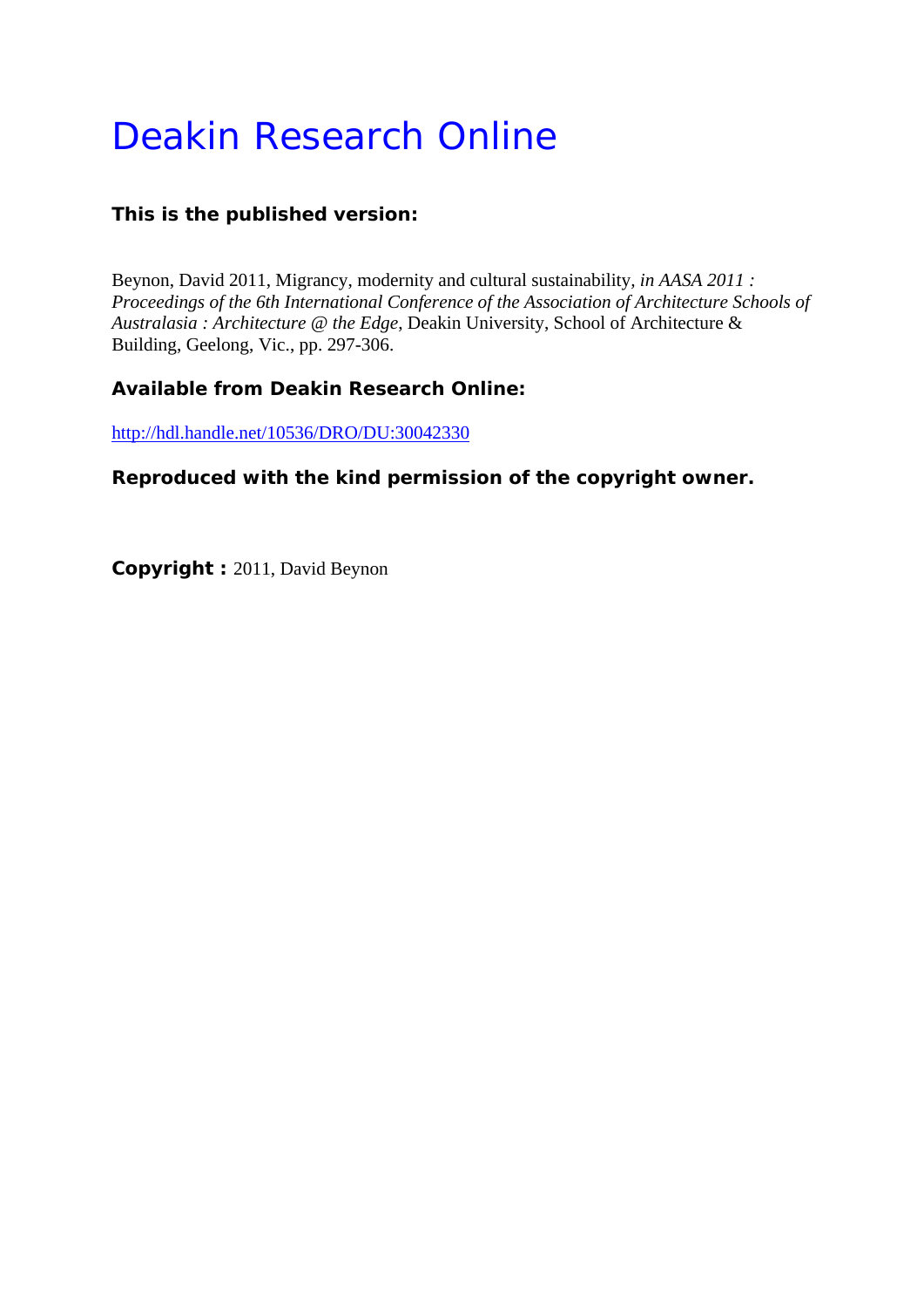# Deakin Research Online

**This is the published version:**

Beynon, David 2011, Migrancy, modernity and cultural sustainability*, in AASA 2011 : Proceedings of the 6th International Conference of the Association of Architecture Schools of Australasia : Architecture @ the Edge*, Deakin University, School of Architecture & Building, Geelong, Vic., pp. 297-306.

**Available from Deakin Research Online:**

http://hdl.handle.net/10536/DRO/DU:30042330

**Reproduced with the kind permission of the copyright owner.**

**Copyright :** 2011, David Beynon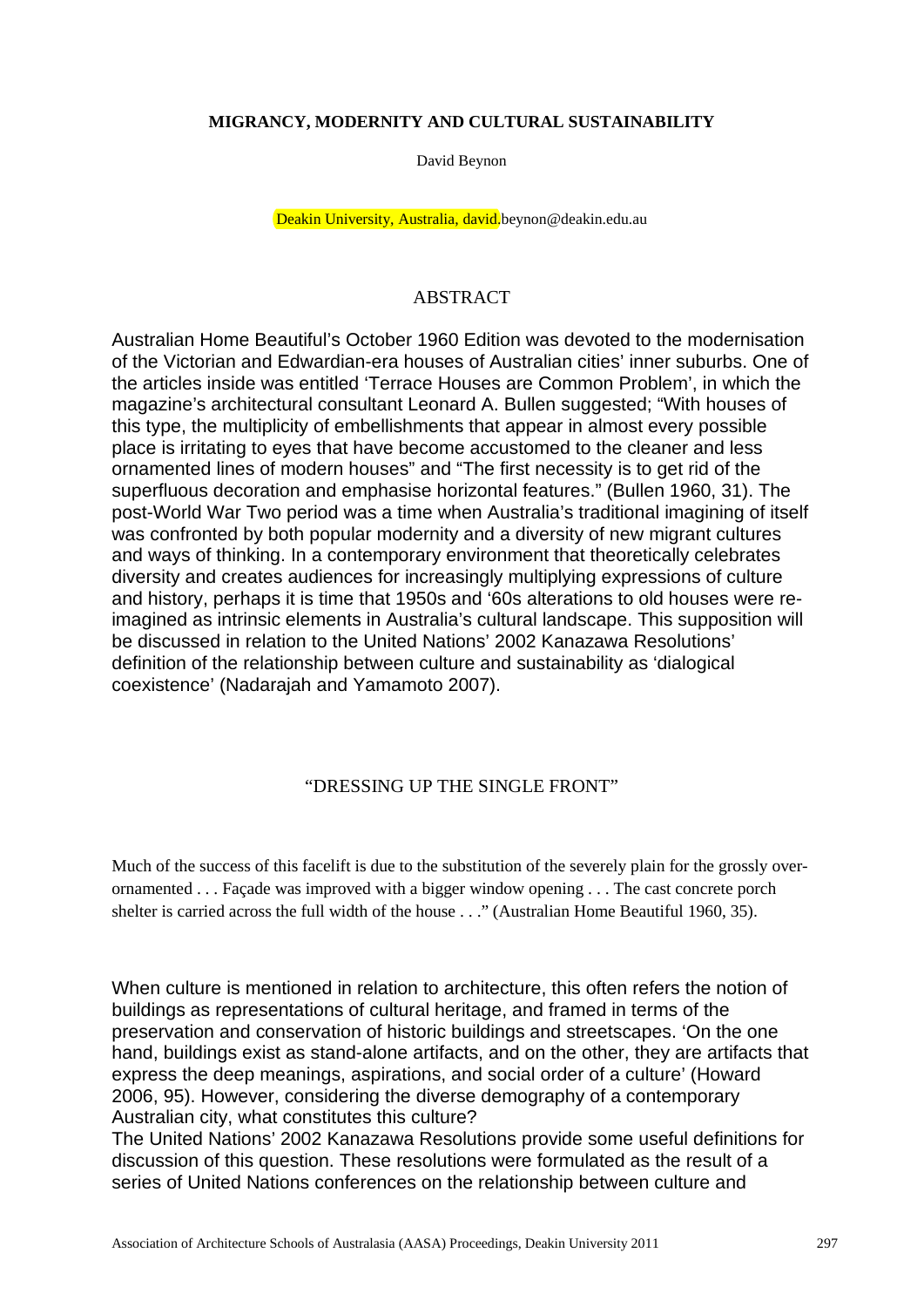# MIGRANCY, MODERNITY AND CULTURAL SUSTAINABILITY

David Beynon

Deakin University, Australia, david.beynon@deakin.edu.au

## ABSTRACT

Australian Home Beautiful's October 1960 Edition was devoted to the modernisation of the Victorian and Edwardian-era houses of Australian cities' inner suburbs. One of the articles inside was entitled 'Terrace Houses are Common Problem', in which the magazine's architectural consultant Leonard A. Bullen suggested; "With houses of this type, the multiplicity of embellishments that appear in almost every possible place is irritating to eyes that have become accustomed to the cleaner and less ornamented lines of modern houses" and "The first necessity is to get rid of the superfluous decoration and emphasise horizontal features." (Bullen 1960, 31). The post-World War Two period was a time when Australia's traditional imagining of itself was confronted by both popular modernity and a diversity of new migrant cultures and ways of thinking. In a contemporary environment that theoretically celebrates diversity and creates audiences for increasingly multiplying expressions of culture and history, perhaps it is time that 1950s and '60s alterations to old houses were re-imagined as intrinsic elements in Australia's cultural landscape. This supposition will be discussed in relation to the United Nations' 2002 Kanazawa Resolutions' definition of the relationship between culture and sustainability as 'dialogical coexistence' (Nadarajah and Yamamoto 2007).

## "DRESSING UP THE SINGLE FRONT"

Much of the success of this facelift is due to the substitution of the severely plain for the grossly over-ornamented . . . Façade was improved with a bigger window opening . . . The cast concrete porch shelter is carried across the full width of the house . . ." (Australian Home Beautiful 1960, 35).

When culture is mentioned in relation to architecture, this often refers the notion of buildings as representations of cultural heritage, and framed in terms of the preservation and conservation of historic buildings and streetscapes. 'On the one hand, buildings exist as stand-alone artifacts, and on the other, they are artifacts that express the deep meanings, aspirations, and social order of a culture' (Howard 2006, 95). However, considering the diverse demography of a contemporary Australian city, what constitutes this culture?

The United Nations' 2002 Kanazawa Resolutions provide some useful definitions for discussion of this question. These resolutions were formulated as the result of a series of United Nations conferences on the relationship between culture and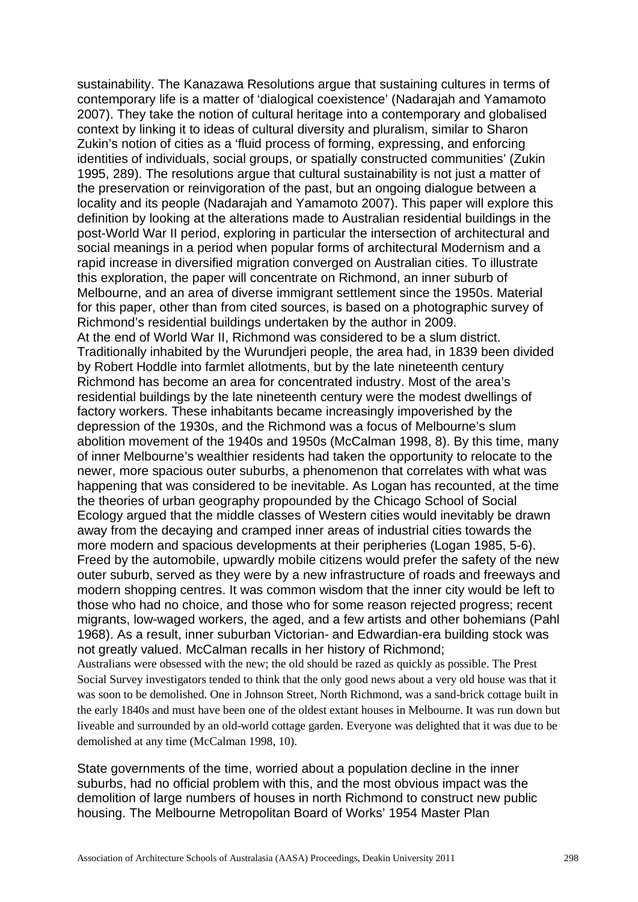sustainability. The Kanazawa Resolutions argue that sustaining cultures in terms of contemporary life is a matter of 'dialogical coexistence' (Nadarajah and Yamamoto 2007). They take the notion of cultural heritage into a contemporary and globalised context by linking it to ideas of cultural diversity and pluralism, similar to Sharon Zukin's notion of cities as a 'fluid process of forming, expressing, and enforcing identities of individuals, social groups, or spatially constructed communities' (Zukin 1995, 289). The resolutions argue that cultural sustainability is not just a matter of the preservation or reinvigoration of the past, but an ongoing dialogue between a locality and its people (Nadarajah and Yamamoto 2007). This paper will explore this definition by looking at the alterations made to Australian residential buildings in the post-World War II period, exploring in particular the intersection of architectural and social meanings in a period when popular forms of architectural Modernism and a rapid increase in diversified migration converged on Australian cities. To illustrate this exploration, the paper will concentrate on Richmond, an inner suburb of Melbourne, and an area of diverse immigrant settlement since the 1950s. Material for this paper, other than from cited sources, is based on a photographic survey of Richmond's residential buildings undertaken by the author in 2009.

At the end of World War II, Richmond was considered to be a slum district. Traditionally inhabited by the Wurundjeri people, the area had, in 1839 been divided by Robert Hoddle into farmlet allotments, but by the late nineteenth century Richmond has become an area for concentrated industry. Most of the area's residential buildings by the late nineteenth century were the modest dwellings of factory workers. These inhabitants became increasingly impoverished by the depression of the 1930s, and the Richmond was a focus of Melbourne's slum abolition movement of the 1940s and 1950s (McCalman 1998, 8). By this time, many of inner Melbourne's wealthier residents had taken the opportunity to relocate to the newer, more spacious outer suburbs, a phenomenon that correlates with what was happening that was considered to be inevitable. As Logan has recounted, at the time the theories of urban geography propounded by the Chicago School of Social Ecology argued that the middle classes of Western cities would inevitably be drawn away from the decaying and cramped inner areas of industrial cities towards the more modern and spacious developments at their peripheries (Logan 1985, 5-6). Freed by the automobile, upwardly mobile citizens would prefer the safety of the new outer suburb, served as they were by a new infrastructure of roads and freeways and modern shopping centres. It was common wisdom that the inner city would be left to those who had no choice, and those who for some reason rejected progress; recent migrants, low-waged workers, the aged, and a few artists and other bohemians (Pahl 1968). As a result, inner suburban Victorian- and Edwardian-era building stock was not greatly valued. McCalman recalls in her history of Richmond;

> Australians were obsessed with the new; the old should be razed as quickly as possible. The Prest Social Survey investigators tended to think that the only good news about a very old house was that it was soon to be demolished. One in Johnson Street, North Richmond, was a sand-brick cottage built in the early 1840s and must have been one of the oldest extant houses in Melbourne. It was run down but liveable and surrounded by an old-world cottage garden. Everyone was delighted that it was due to be demolished at any time (McCalman 1998, 10).

State governments of the time, worried about a population decline in the inner suburbs, had no official problem with this, and the most obvious impact was the demolition of large numbers of houses in north Richmond to construct new public housing. The Melbourne Metropolitan Board of Works' 1954 Master Plan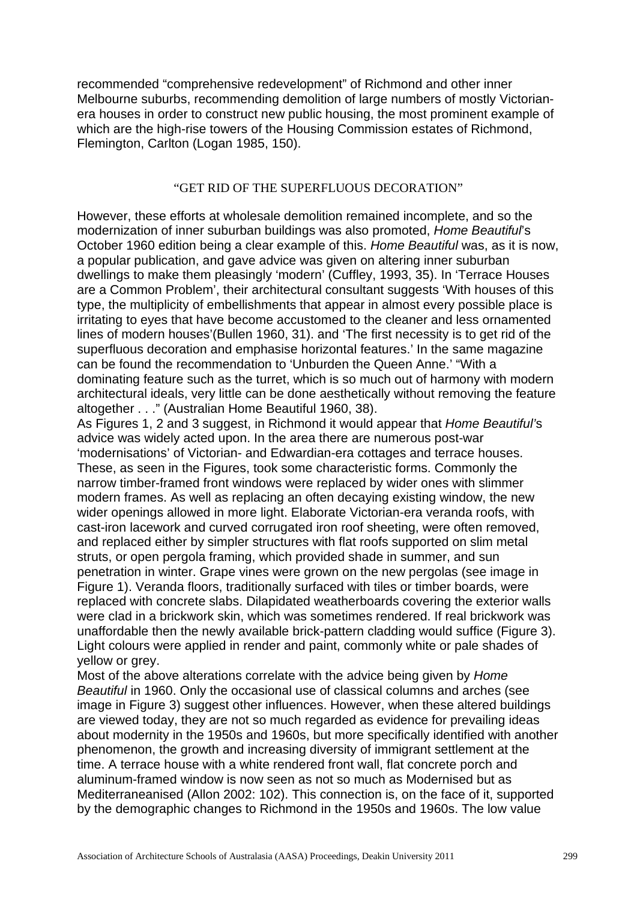recommended "comprehensive redevelopment" of Richmond and other inner Melbourne suburbs, recommending demolition of large numbers of mostly Victorian-era houses in order to construct new public housing, the most prominent example of which are the high-rise towers of the Housing Commission estates of Richmond, Flemington, Carlton (Logan 1985, 150).

## "GET RID OF THE SUPERFLUOUS DECORATION"

However, these efforts at wholesale demolition remained incomplete, and so the modernization of inner suburban buildings was also promoted, *Home Beautiful*'s October 1960 edition being a clear example of this. *Home Beautiful* was, as it is now, a popular publication, and gave advice was given on altering inner suburban dwellings to make them pleasingly 'modern' (Cuffley, 1993, 35). In 'Terrace Houses are a Common Problem', their architectural consultant suggests 'With houses of this type, the multiplicity of embellishments that appear in almost every possible place is irritating to eyes that have become accustomed to the cleaner and less ornamented lines of modern houses'(Bullen 1960, 31). and 'The first necessity is to get rid of the superfluous decoration and emphasise horizontal features.' In the same magazine can be found the recommendation to 'Unburden the Queen Anne.' "With a dominating feature such as the turret, which is so much out of harmony with modern architectural ideals, very little can be done aesthetically without removing the feature altogether . . ." (Australian Home Beautiful 1960, 38).

As Figures 1, 2 and 3 suggest, in Richmond it would appear that *Home Beautiful'*s advice was widely acted upon. In the area there are numerous post-war 'modernisations' of Victorian- and Edwardian-era cottages and terrace houses. These, as seen in the Figures, took some characteristic forms. Commonly the narrow timber-framed front windows were replaced by wider ones with slimmer modern frames. As well as replacing an often decaying existing window, the new wider openings allowed in more light. Elaborate Victorian-era veranda roofs, with cast-iron lacework and curved corrugated iron roof sheeting, were often removed, and replaced either by simpler structures with flat roofs supported on slim metal struts, or open pergola framing, which provided shade in summer, and sun penetration in winter. Grape vines were grown on the new pergolas (see image in Figure 1). Veranda floors, traditionally surfaced with tiles or timber boards, were replaced with concrete slabs. Dilapidated weatherboards covering the exterior walls were clad in a brickwork skin, which was sometimes rendered. If real brickwork was unaffordable then the newly available brick-pattern cladding would suffice (Figure 3). Light colours were applied in render and paint, commonly white or pale shades of yellow or grey.

Most of the above alterations correlate with the advice being given by *Home Beautiful* in 1960. Only the occasional use of classical columns and arches (see image in Figure 3) suggest other influences. However, when these altered buildings are viewed today, they are not so much regarded as evidence for prevailing ideas about modernity in the 1950s and 1960s, but more specifically identified with another phenomenon, the growth and increasing diversity of immigrant settlement at the time. A terrace house with a white rendered front wall, flat concrete porch and aluminum-framed window is now seen as not so much as Modernised but as Mediterraneanised (Allon 2002: 102). This connection is, on the face of it, supported by the demographic changes to Richmond in the 1950s and 1960s. The low value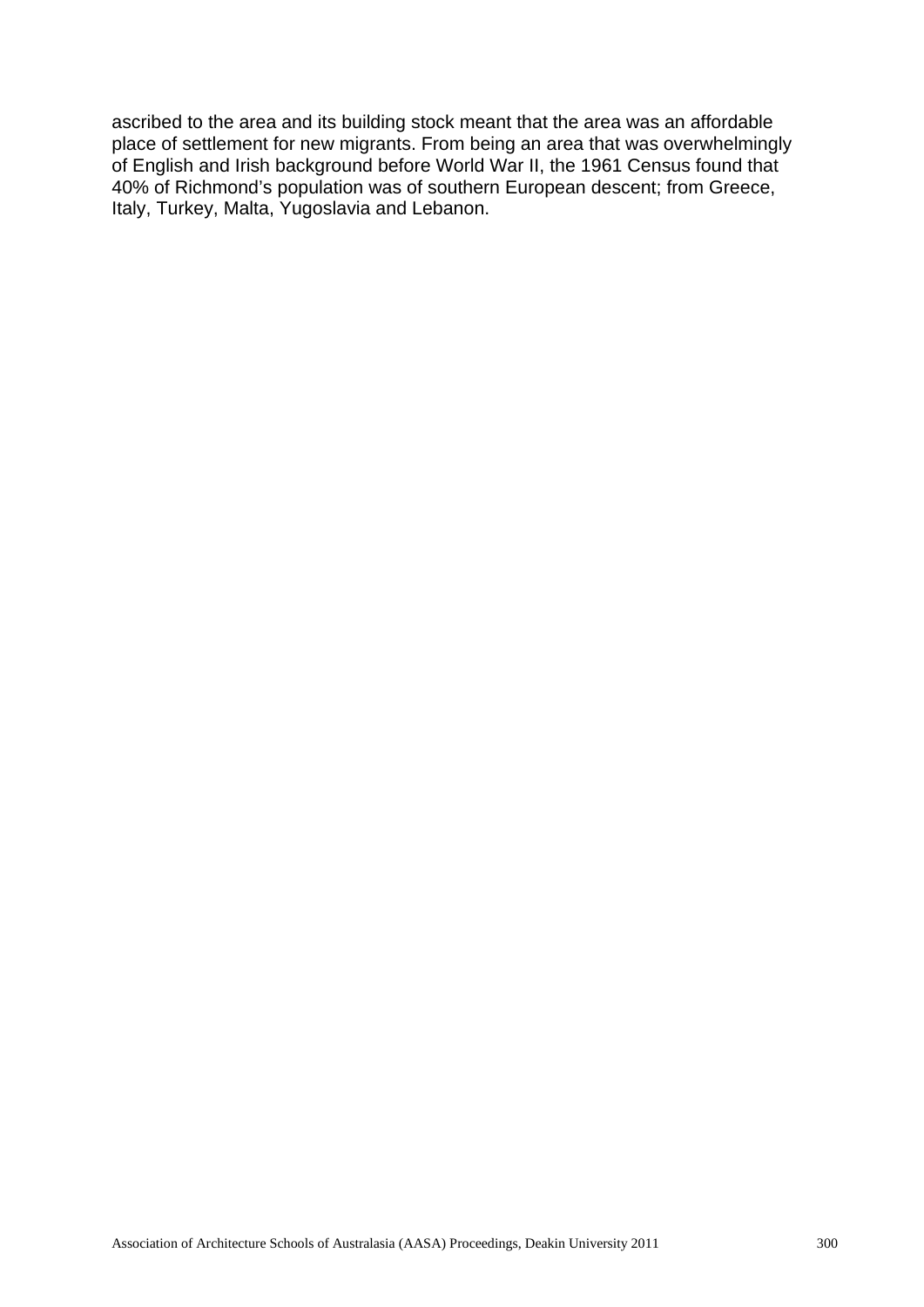ascribed to the area and its building stock meant that the area was an affordable place of settlement for new migrants. From being an area that was overwhelmingly of English and Irish background before World War II, the 1961 Census found that 40% of Richmond's population was of southern European descent; from Greece, Italy, Turkey, Malta, Yugoslavia and Lebanon.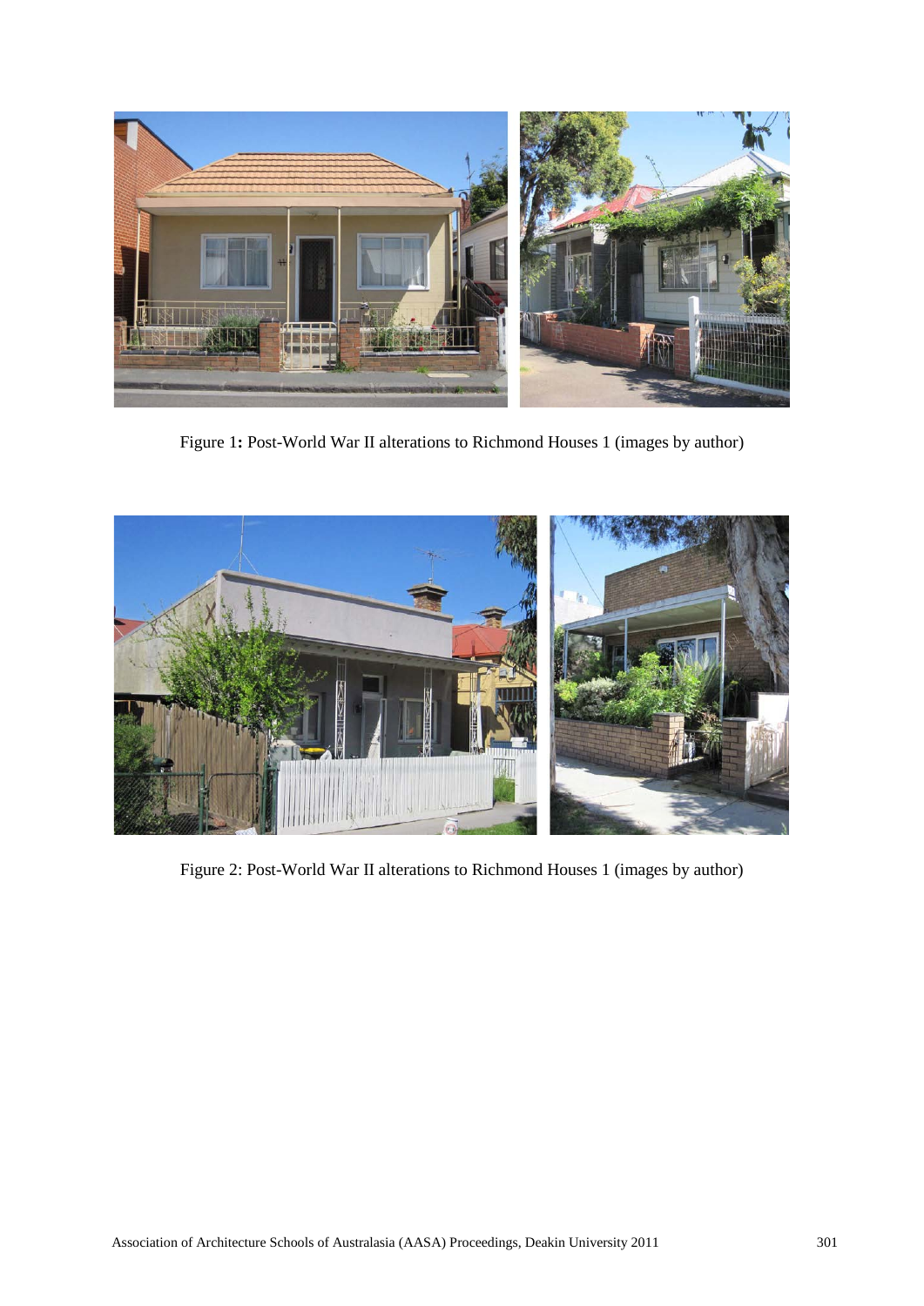Figure 1: Post-World War II alterations to Richmond Houses 1 (images by author)

Figure 2: Post-World War II alterations to Richmond Houses 1 (images by author)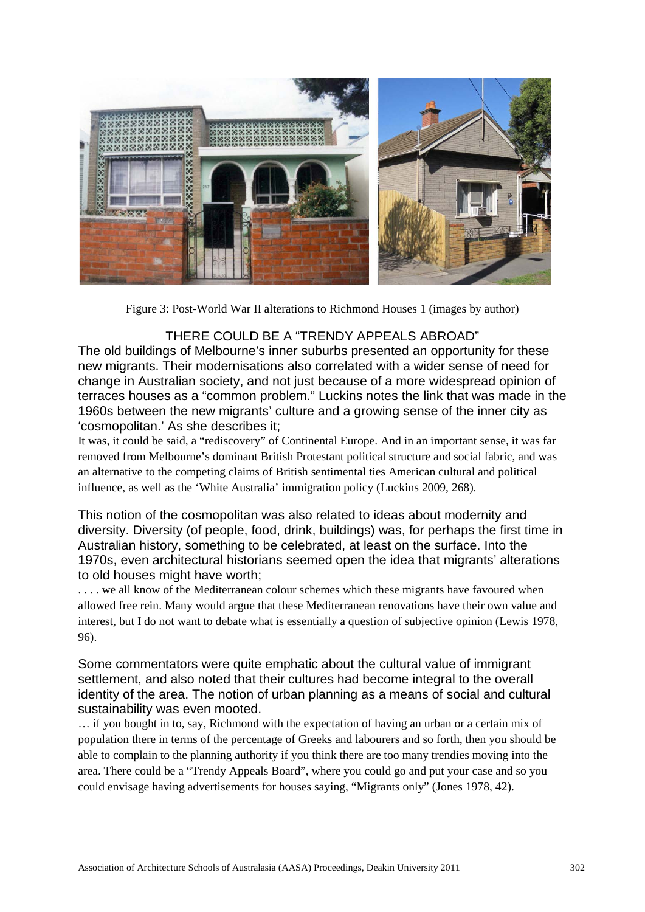Figure 3: Post-World War II alterations to Richmond Houses 1 (images by author)

## THERE COULD BE A "TRENDY APPEALS ABROAD"

The old buildings of Melbourne's inner suburbs presented an opportunity for these new migrants. Their modernisations also correlated with a wider sense of need for change in Australian society, and not just because of a more widespread opinion of terraces houses as a "common problem." Luckins notes the link that was made in the 1960s between the new migrants' culture and a growing sense of the inner city as 'cosmopolitan.' As she describes it;

> It was, it could be said, a "rediscovery" of Continental Europe. And in an important sense, it was far removed from Melbourne's dominant British Protestant political structure and social fabric, and was an alternative to the competing claims of British sentimental ties American cultural and political influence, as well as the 'White Australia' immigration policy (Luckins 2009, 268).

This notion of the cosmopolitan was also related to ideas about modernity and diversity. Diversity (of people, food, drink, buildings) was, for perhaps the first time in Australian history, something to be celebrated, at least on the surface. Into the 1970s, even architectural historians seemed open the idea that migrants' alterations to old houses might have worth;

> . . . . we all know of the Mediterranean colour schemes which these migrants have favoured when allowed free rein. Many would argue that these Mediterranean renovations have their own value and interest, but I do not want to debate what is essentially a question of subjective opinion (Lewis 1978, 96).

Some commentators were quite emphatic about the cultural value of immigrant settlement, and also noted that their cultures had become integral to the overall identity of the area. The notion of urban planning as a means of social and cultural sustainability was even mooted.

> … if you bought in to, say, Richmond with the expectation of having an urban or a certain mix of population there in terms of the percentage of Greeks and labourers and so forth, then you should be able to complain to the planning authority if you think there are too many trendies moving into the area. There could be a "Trendy Appeals Board", where you could go and put your case and so you could envisage having advertisements for houses saying, "Migrants only" (Jones 1978, 42).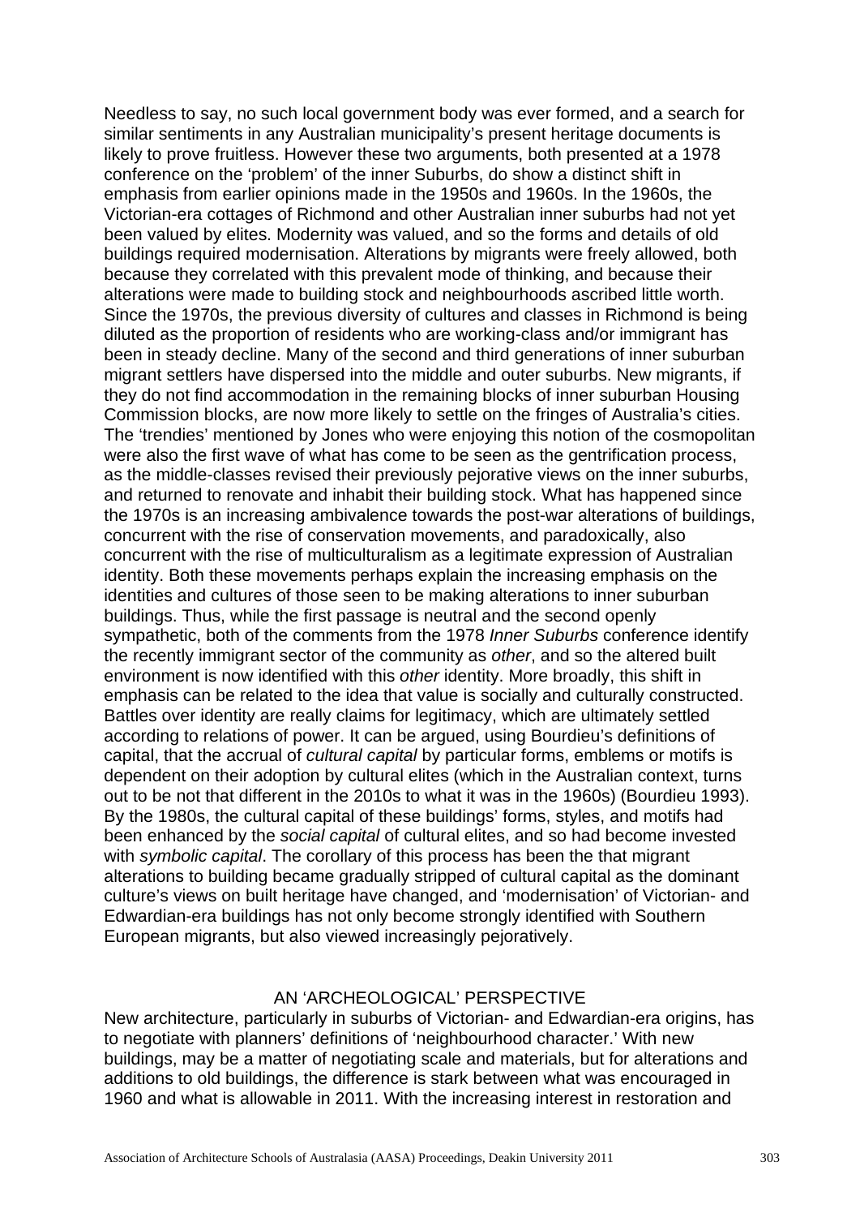Needless to say, no such local government body was ever formed, and a search for similar sentiments in any Australian municipality's present heritage documents is likely to prove fruitless. However these two arguments, both presented at a 1978 conference on the 'problem' of the inner Suburbs, do show a distinct shift in emphasis from earlier opinions made in the 1950s and 1960s. In the 1960s, the Victorian-era cottages of Richmond and other Australian inner suburbs had not yet been valued by elites. Modernity was valued, and so the forms and details of old buildings required modernisation. Alterations by migrants were freely allowed, both because they correlated with this prevalent mode of thinking, and because their alterations were made to building stock and neighbourhoods ascribed little worth. Since the 1970s, the previous diversity of cultures and classes in Richmond is being diluted as the proportion of residents who are working-class and/or immigrant has been in steady decline. Many of the second and third generations of inner suburban migrant settlers have dispersed into the middle and outer suburbs. New migrants, if they do not find accommodation in the remaining blocks of inner suburban Housing Commission blocks, are now more likely to settle on the fringes of Australia's cities. The 'trendies' mentioned by Jones who were enjoying this notion of the cosmopolitan were also the first wave of what has come to be seen as the gentrification process, as the middle-classes revised their previously pejorative views on the inner suburbs, and returned to renovate and inhabit their building stock. What has happened since the 1970s is an increasing ambivalence towards the post-war alterations of buildings, concurrent with the rise of conservation movements, and paradoxically, also concurrent with the rise of multiculturalism as a legitimate expression of Australian identity. Both these movements perhaps explain the increasing emphasis on the identities and cultures of those seen to be making alterations to inner suburban buildings. Thus, while the first passage is neutral and the second openly sympathetic, both of the comments from the 1978 *Inner Suburbs* conference identify the recently immigrant sector of the community as *other*, and so the altered built environment is now identified with this *other* identity. More broadly, this shift in emphasis can be related to the idea that value is socially and culturally constructed. Battles over identity are really claims for legitimacy, which are ultimately settled according to relations of power. It can be argued, using Bourdieu's definitions of capital, that the accrual of *cultural capital* by particular forms, emblems or motifs is dependent on their adoption by cultural elites (which in the Australian context, turns out to be not that different in the 2010s to what it was in the 1960s) (Bourdieu 1993). By the 1980s, the cultural capital of these buildings' forms, styles, and motifs had been enhanced by the *social capital* of cultural elites, and so had become invested with *symbolic capital*. The corollary of this process has been the that migrant alterations to building became gradually stripped of cultural capital as the dominant culture's views on built heritage have changed, and 'modernisation' of Victorian- and Edwardian-era buildings has not only become strongly identified with Southern European migrants, but also viewed increasingly pejoratively.

## AN 'ARCHEOLOGICAL' PERSPECTIVE

New architecture, particularly in suburbs of Victorian- and Edwardian-era origins, has to negotiate with planners' definitions of 'neighbourhood character.' With new buildings, may be a matter of negotiating scale and materials, but for alterations and additions to old buildings, the difference is stark between what was encouraged in 1960 and what is allowable in 2011. With the increasing interest in restoration and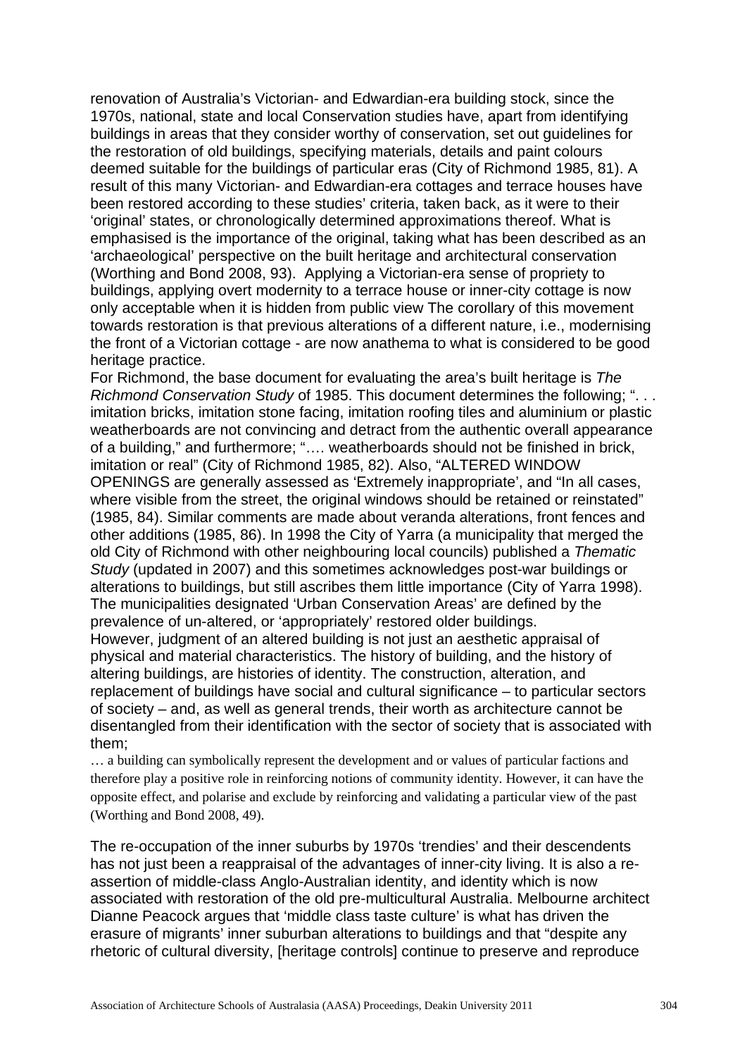renovation of Australia's Victorian- and Edwardian-era building stock, since the 1970s, national, state and local Conservation studies have, apart from identifying buildings in areas that they consider worthy of conservation, set out guidelines for the restoration of old buildings, specifying materials, details and paint colours deemed suitable for the buildings of particular eras (City of Richmond 1985, 81). A result of this many Victorian- and Edwardian-era cottages and terrace houses have been restored according to these studies' criteria, taken back, as it were to their 'original' states, or chronologically determined approximations thereof. What is emphasised is the importance of the original, taking what has been described as an 'archaeological' perspective on the built heritage and architectural conservation (Worthing and Bond 2008, 93). Applying a Victorian-era sense of propriety to buildings, applying overt modernity to a terrace house or inner-city cottage is now only acceptable when it is hidden from public view The corollary of this movement towards restoration is that previous alterations of a different nature, i.e., modernising the front of a Victorian cottage - are now anathema to what is considered to be good heritage practice.

For Richmond, the base document for evaluating the area's built heritage is *The Richmond Conservation Study* of 1985. This document determines the following; ". . . imitation bricks, imitation stone facing, imitation roofing tiles and aluminium or plastic weatherboards are not convincing and detract from the authentic overall appearance of a building," and furthermore; "…. weatherboards should not be finished in brick, imitation or real" (City of Richmond 1985, 82). Also, "ALTERED WINDOW OPENINGS are generally assessed as 'Extremely inappropriate', and "In all cases, where visible from the street, the original windows should be retained or reinstated" (1985, 84). Similar comments are made about veranda alterations, front fences and other additions (1985, 86). In 1998 the City of Yarra (a municipality that merged the old City of Richmond with other neighbouring local councils) published a *Thematic Study* (updated in 2007) and this sometimes acknowledges post-war buildings or alterations to buildings, but still ascribes them little importance (City of Yarra 1998). The municipalities designated 'Urban Conservation Areas' are defined by the prevalence of un-altered, or 'appropriately' restored older buildings.

However, judgment of an altered building is not just an aesthetic appraisal of physical and material characteristics. The history of building, and the history of altering buildings, are histories of identity. The construction, alteration, and replacement of buildings have social and cultural significance – to particular sectors of society – and, as well as general trends, their worth as architecture cannot be disentangled from their identification with the sector of society that is associated with them;

> … a building can symbolically represent the development and or values of particular factions and therefore play a positive role in reinforcing notions of community identity. However, it can have the opposite effect, and polarise and exclude by reinforcing and validating a particular view of the past (Worthing and Bond 2008, 49).

The re-occupation of the inner suburbs by 1970s 'trendies' and their descendents has not just been a reappraisal of the advantages of inner-city living. It is also a re-assertion of middle-class Anglo-Australian identity, and identity which is now associated with restoration of the old pre-multicultural Australia. Melbourne architect Dianne Peacock argues that 'middle class taste culture' is what has driven the erasure of migrants' inner suburban alterations to buildings and that "despite any rhetoric of cultural diversity, [heritage controls] continue to preserve and reproduce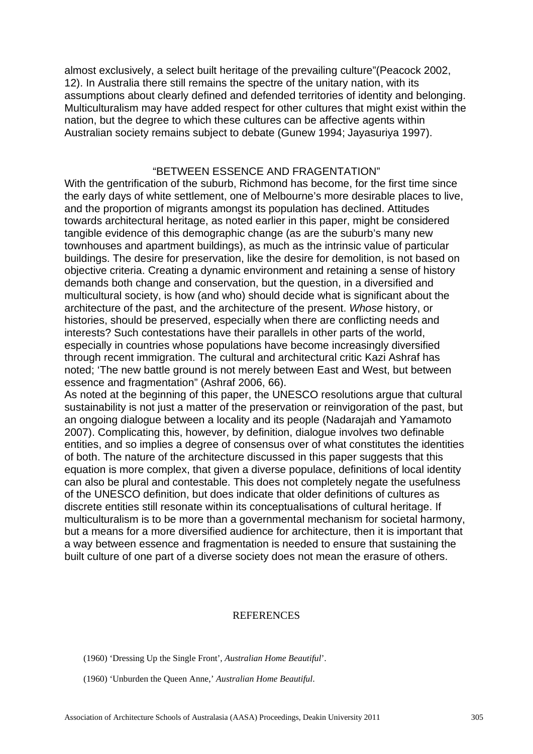almost exclusively, a select built heritage of the prevailing culture"(Peacock 2002, 12). In Australia there still remains the spectre of the unitary nation, with its assumptions about clearly defined and defended territories of identity and belonging. Multiculturalism may have added respect for other cultures that might exist within the nation, but the degree to which these cultures can be affective agents within Australian society remains subject to debate (Gunew 1994; Jayasuriya 1997).

## "BETWEEN ESSENCE AND FRAGENTATION"

With the gentrification of the suburb, Richmond has become, for the first time since the early days of white settlement, one of Melbourne's more desirable places to live, and the proportion of migrants amongst its population has declined. Attitudes towards architectural heritage, as noted earlier in this paper, might be considered tangible evidence of this demographic change (as are the suburb's many new townhouses and apartment buildings), as much as the intrinsic value of particular buildings. The desire for preservation, like the desire for demolition, is not based on objective criteria. Creating a dynamic environment and retaining a sense of history demands both change and conservation, but the question, in a diversified and multicultural society, is how (and who) should decide what is significant about the architecture of the past, and the architecture of the present. *Whose* history, or histories, should be preserved, especially when there are conflicting needs and interests? Such contestations have their parallels in other parts of the world, especially in countries whose populations have become increasingly diversified through recent immigration. The cultural and architectural critic Kazi Ashraf has noted; 'The new battle ground is not merely between East and West, but between essence and fragmentation" (Ashraf 2006, 66).

As noted at the beginning of this paper, the UNESCO resolutions argue that cultural sustainability is not just a matter of the preservation or reinvigoration of the past, but an ongoing dialogue between a locality and its people (Nadarajah and Yamamoto 2007). Complicating this, however, by definition, dialogue involves two definable entities, and so implies a degree of consensus over of what constitutes the identities of both. The nature of the architecture discussed in this paper suggests that this equation is more complex, that given a diverse populace, definitions of local identity can also be plural and contestable. This does not completely negate the usefulness of the UNESCO definition, but does indicate that older definitions of cultures as discrete entities still resonate within its conceptualisations of cultural heritage. If multiculturalism is to be more than a governmental mechanism for societal harmony, but a means for a more diversified audience for architecture, then it is important that a way between essence and fragmentation is needed to ensure that sustaining the built culture of one part of a diverse society does not mean the erasure of others.

## REFERENCES

(1960) 'Dressing Up the Single Front', *Australian Home Beautiful*'.

(1960) 'Unburden the Queen Anne,' *Australian Home Beautiful*.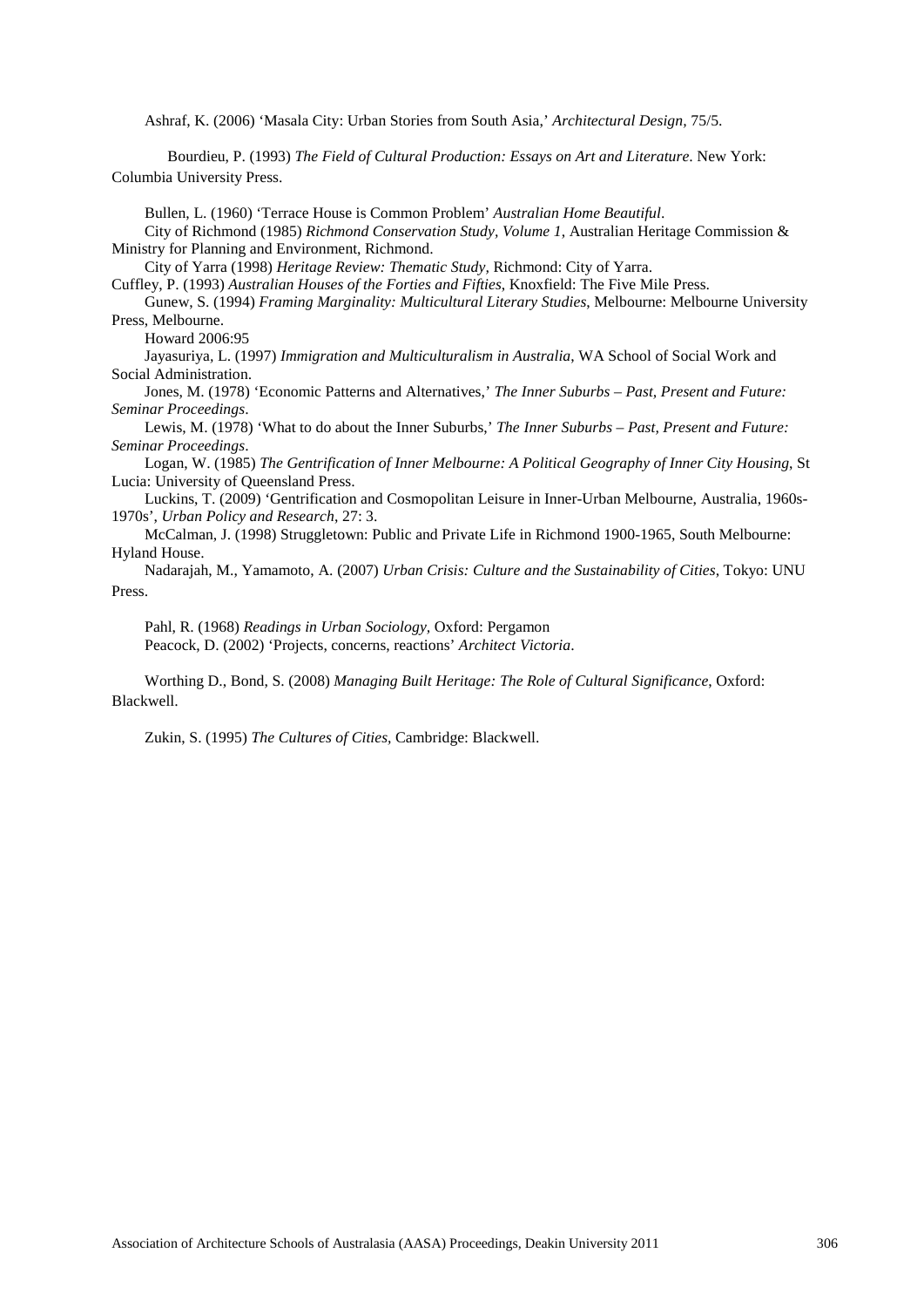Ashraf, K. (2006) 'Masala City: Urban Stories from South Asia,' *Architectural Design*, 75/5.

Bourdieu, P. (1993) *The Field of Cultural Production: Essays on Art and Literature*. New York: Columbia University Press.

Bullen, L. (1960) 'Terrace House is Common Problem' *Australian Home Beautiful*.

City of Richmond (1985) *Richmond Conservation Study, Volume 1*, Australian Heritage Commission & Ministry for Planning and Environment, Richmond.

City of Yarra (1998) *Heritage Review: Thematic Study*, Richmond: City of Yarra.

Cuffley, P. (1993) *Australian Houses of the Forties and Fifties*, Knoxfield: The Five Mile Press.

Gunew, S. (1994) *Framing Marginality: Multicultural Literary Studies*, Melbourne: Melbourne University Press, Melbourne.

Howard 2006:95

Jayasuriya, L. (1997) *Immigration and Multiculturalism in Australia*, WA School of Social Work and Social Administration.

Jones, M. (1978) 'Economic Patterns and Alternatives,' *The Inner Suburbs – Past, Present and Future: Seminar Proceedings*.

Lewis, M. (1978) 'What to do about the Inner Suburbs,' *The Inner Suburbs – Past, Present and Future: Seminar Proceedings*.

Logan, W. (1985) *The Gentrification of Inner Melbourne: A Political Geography of Inner City Housing*, St Lucia: University of Queensland Press.

Luckins, T. (2009) 'Gentrification and Cosmopolitan Leisure in Inner-Urban Melbourne, Australia, 1960s-1970s', *Urban Policy and Research*, 27: 3.

McCalman, J. (1998) Struggletown: Public and Private Life in Richmond 1900-1965, South Melbourne: Hyland House.

Nadarajah, M., Yamamoto, A. (2007) *Urban Crisis: Culture and the Sustainability of Cities*, Tokyo: UNU Press.

Pahl, R. (1968) *Readings in Urban Sociology*, Oxford: Pergamon

Peacock, D. (2002) 'Projects, concerns, reactions' *Architect Victoria*.

Worthing D., Bond, S. (2008) *Managing Built Heritage: The Role of Cultural Significance*, Oxford: Blackwell.

Zukin, S. (1995) *The Cultures of Cities*, Cambridge: Blackwell.